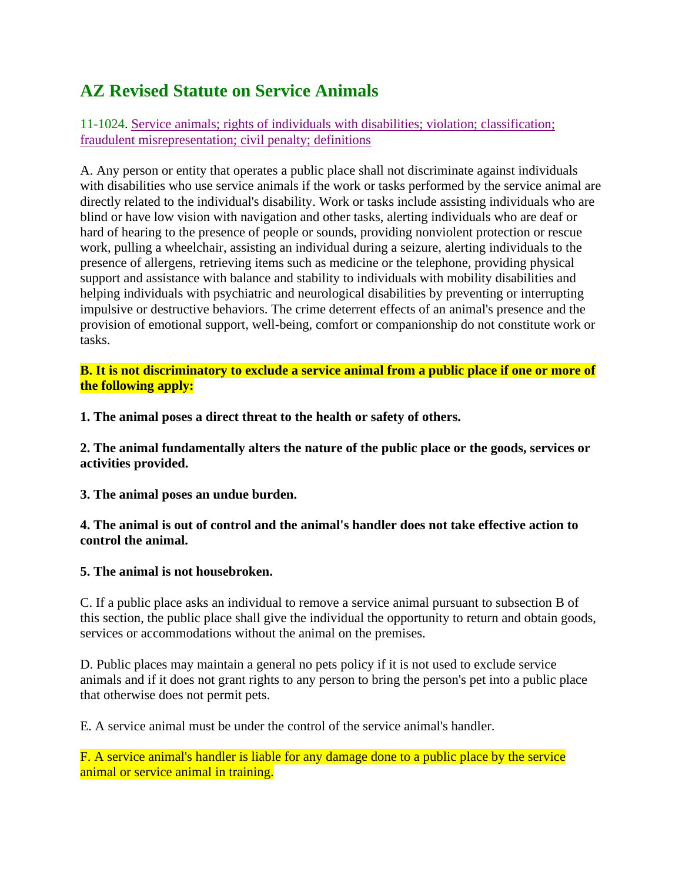# AZ Revised Statute on Service Animals

11-1024. Service animals; rights of individuals with disabilities; violation; classification; fraudulent misrepresentation; civil penalty; definitions

A. Any person or entity that operates a public place shall not discriminate against individuals with disabilities who use service animals if the work or tasks performed by the service animal are directly related to the individual's disability. Work or tasks include assisting individuals who are blind or have low vision with navigation and other tasks, alerting individuals who are deaf or hard of hearing to the presence of people or sounds, providing nonviolent protection or rescue work, pulling a wheelchair, assisting an individual during a seizure, alerting individuals to the presence of allergens, retrieving items such as medicine or the telephone, providing physical support and assistance with balance and stability to individuals with mobility disabilities and helping individuals with psychiatric and neurological disabilities by preventing or interrupting impulsive or destructive behaviors. The crime deterrent effects of an animal's presence and the provision of emotional support, well-being, comfort or companionship do not constitute work or tasks.

**B. It is not discriminatory to exclude a service animal from a public place if one or more of the following apply:**

**1. The animal poses a direct threat to the health or safety of others.**

**2. The animal fundamentally alters the nature of the public place or the goods, services or activities provided.**

**3. The animal poses an undue burden.**

**4. The animal is out of control and the animal's handler does not take effective action to control the animal.**

**5. The animal is not housebroken.**

C. If a public place asks an individual to remove a service animal pursuant to subsection B of this section, the public place shall give the individual the opportunity to return and obtain goods, services or accommodations without the animal on the premises.

D. Public places may maintain a general no pets policy if it is not used to exclude service animals and if it does not grant rights to any person to bring the person's pet into a public place that otherwise does not permit pets.

E. A service animal must be under the control of the service animal's handler.

F. A service animal's handler is liable for any damage done to a public place by the service animal or service animal in training.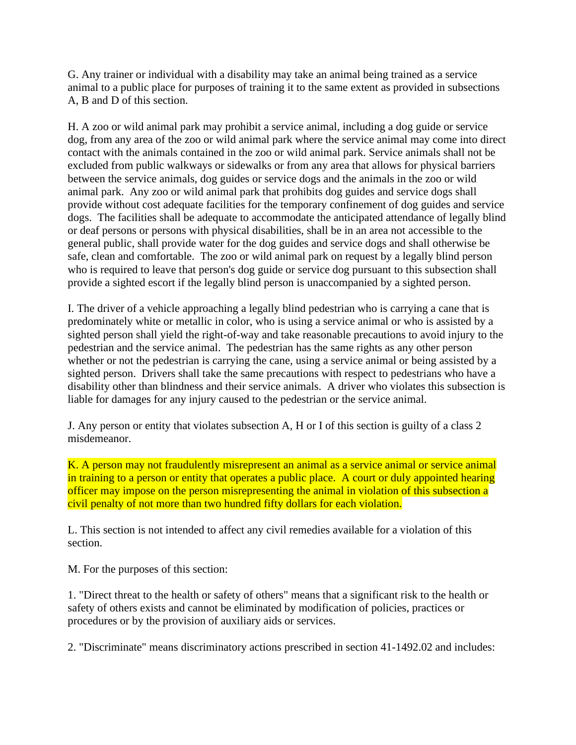G. Any trainer or individual with a disability may take an animal being trained as a service animal to a public place for purposes of training it to the same extent as provided in subsections A, B and D of this section.

H. A zoo or wild animal park may prohibit a service animal, including a dog guide or service dog, from any area of the zoo or wild animal park where the service animal may come into direct contact with the animals contained in the zoo or wild animal park. Service animals shall not be excluded from public walkways or sidewalks or from any area that allows for physical barriers between the service animals, dog guides or service dogs and the animals in the zoo or wild animal park. Any zoo or wild animal park that prohibits dog guides and service dogs shall provide without cost adequate facilities for the temporary confinement of dog guides and service dogs. The facilities shall be adequate to accommodate the anticipated attendance of legally blind or deaf persons or persons with physical disabilities, shall be in an area not accessible to the general public, shall provide water for the dog guides and service dogs and shall otherwise be safe, clean and comfortable. The zoo or wild animal park on request by a legally blind person who is required to leave that person's dog guide or service dog pursuant to this subsection shall provide a sighted escort if the legally blind person is unaccompanied by a sighted person.

I. The driver of a vehicle approaching a legally blind pedestrian who is carrying a cane that is predominately white or metallic in color, who is using a service animal or who is assisted by a sighted person shall yield the right-of-way and take reasonable precautions to avoid injury to the pedestrian and the service animal. The pedestrian has the same rights as any other person whether or not the pedestrian is carrying the cane, using a service animal or being assisted by a sighted person. Drivers shall take the same precautions with respect to pedestrians who have a disability other than blindness and their service animals. A driver who violates this subsection is liable for damages for any injury caused to the pedestrian or the service animal.

J. Any person or entity that violates subsection A, H or I of this section is guilty of a class 2 misdemeanor.

K. A person may not fraudulently misrepresent an animal as a service animal or service animal in training to a person or entity that operates a public place. A court or duly appointed hearing officer may impose on the person misrepresenting the animal in violation of this subsection a civil penalty of not more than two hundred fifty dollars for each violation.

L. This section is not intended to affect any civil remedies available for a violation of this section.

M. For the purposes of this section:

1. "Direct threat to the health or safety of others" means that a significant risk to the health or safety of others exists and cannot be eliminated by modification of policies, practices or procedures or by the provision of auxiliary aids or services.

2. "Discriminate" means discriminatory actions prescribed in section 41-1492.02 and includes: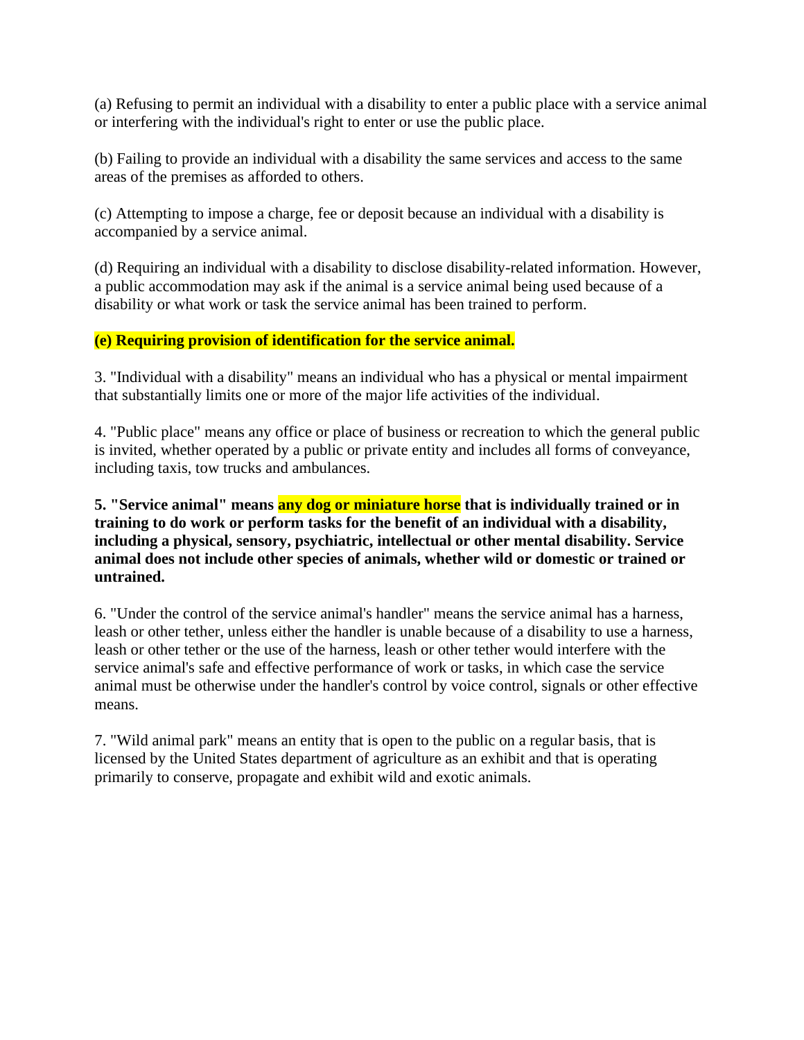(a) Refusing to permit an individual with a disability to enter a public place with a service animal or interfering with the individual's right to enter or use the public place.

(b) Failing to provide an individual with a disability the same services and access to the same areas of the premises as afforded to others.

(c) Attempting to impose a charge, fee or deposit because an individual with a disability is accompanied by a service animal.

(d) Requiring an individual with a disability to disclose disability-related information. However, a public accommodation may ask if the animal is a service animal being used because of a disability or what work or task the service animal has been trained to perform.

**(e) Requiring provision of identification for the service animal.**

3. "Individual with a disability" means an individual who has a physical or mental impairment that substantially limits one or more of the major life activities of the individual.

4. "Public place" means any office or place of business or recreation to which the general public is invited, whether operated by a public or private entity and includes all forms of conveyance, including taxis, tow trucks and ambulances.

**5. "Service animal" means any dog or miniature horse that is individually trained or in training to do work or perform tasks for the benefit of an individual with a disability, including a physical, sensory, psychiatric, intellectual or other mental disability. Service animal does not include other species of animals, whether wild or domestic or trained or untrained.**

6. "Under the control of the service animal's handler" means the service animal has a harness, leash or other tether, unless either the handler is unable because of a disability to use a harness, leash or other tether or the use of the harness, leash or other tether would interfere with the service animal's safe and effective performance of work or tasks, in which case the service animal must be otherwise under the handler's control by voice control, signals or other effective means.

7. "Wild animal park" means an entity that is open to the public on a regular basis, that is licensed by the United States department of agriculture as an exhibit and that is operating primarily to conserve, propagate and exhibit wild and exotic animals.